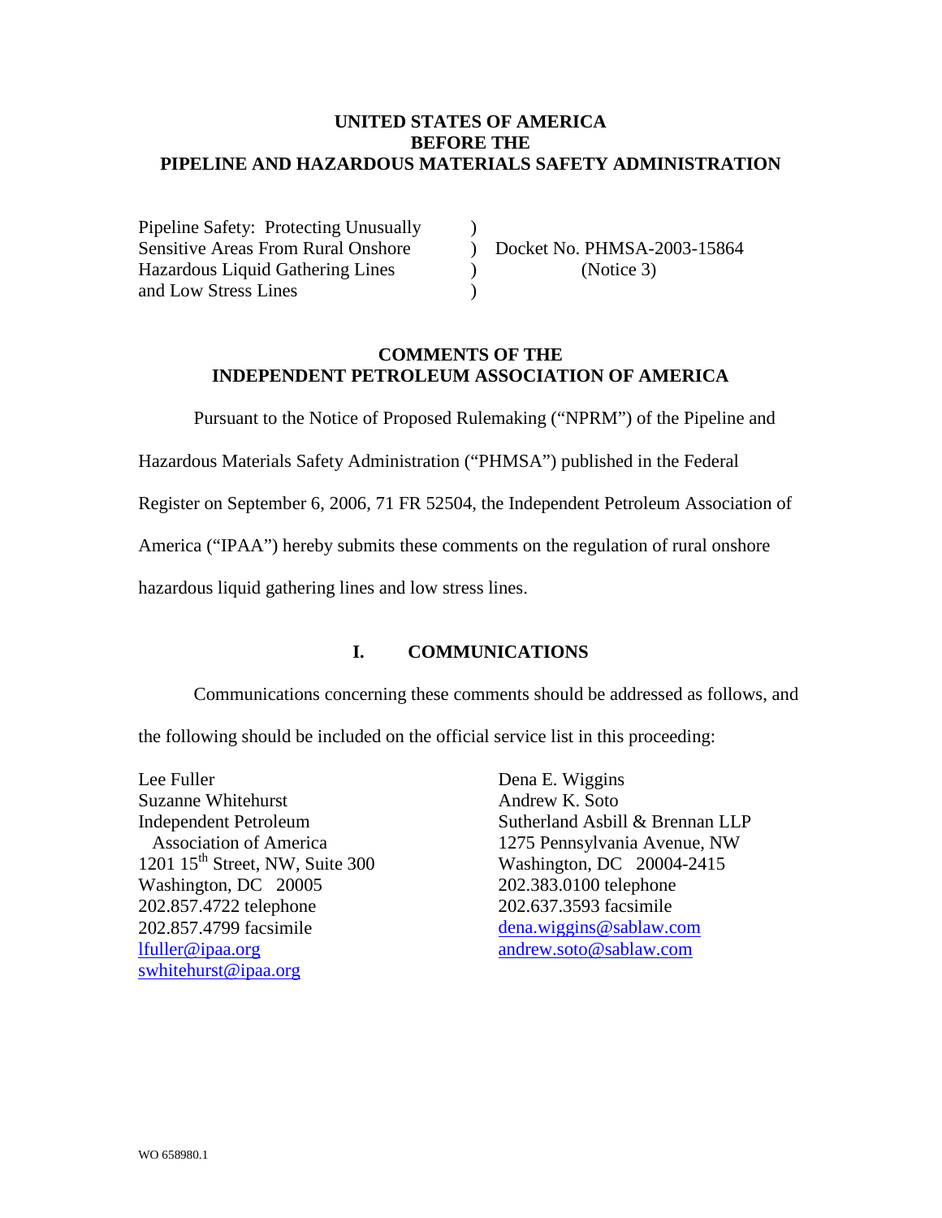**UNITED STATES OF AMERICA**
**BEFORE THE**
**PIPELINE AND HAZARDOUS MATERIALS SAFETY ADMINISTRATION**

| | | |
|---|---|---|
| Pipeline Safety: Protecting Unusually | ) | |
| Sensitive Areas From Rural Onshore | ) | Docket No. PHMSA-2003-15864 |
| Hazardous Liquid Gathering Lines | ) | (Notice 3) |
| and Low Stress Lines | ) | |

**COMMENTS OF THE**
**INDEPENDENT PETROLEUM ASSOCIATION OF AMERICA**

Pursuant to the Notice of Proposed Rulemaking ("NPRM") of the Pipeline and Hazardous Materials Safety Administration ("PHMSA") published in the Federal Register on September 6, 2006, 71 FR 52504, the Independent Petroleum Association of America ("IPAA") hereby submits these comments on the regulation of rural onshore hazardous liquid gathering lines and low stress lines.

## I. COMMUNICATIONS

Communications concerning these comments should be addressed as follows, and the following should be included on the official service list in this proceeding:

Lee Fuller
Suzanne Whitehurst
Independent Petroleum Association of America
1201 15th Street, NW, Suite 300
Washington, DC 20005
202.857.4722 telephone
202.857.4799 facsimile
lfuller@ipaa.org
swhitehurst@ipaa.org

Dena E. Wiggins
Andrew K. Soto
Sutherland Asbill & Brennan LLP
1275 Pennsylvania Avenue, NW
Washington, DC 20004-2415
202.383.0100 telephone
202.637.3593 facsimile
dena.wiggins@sablaw.com
andrew.soto@sablaw.com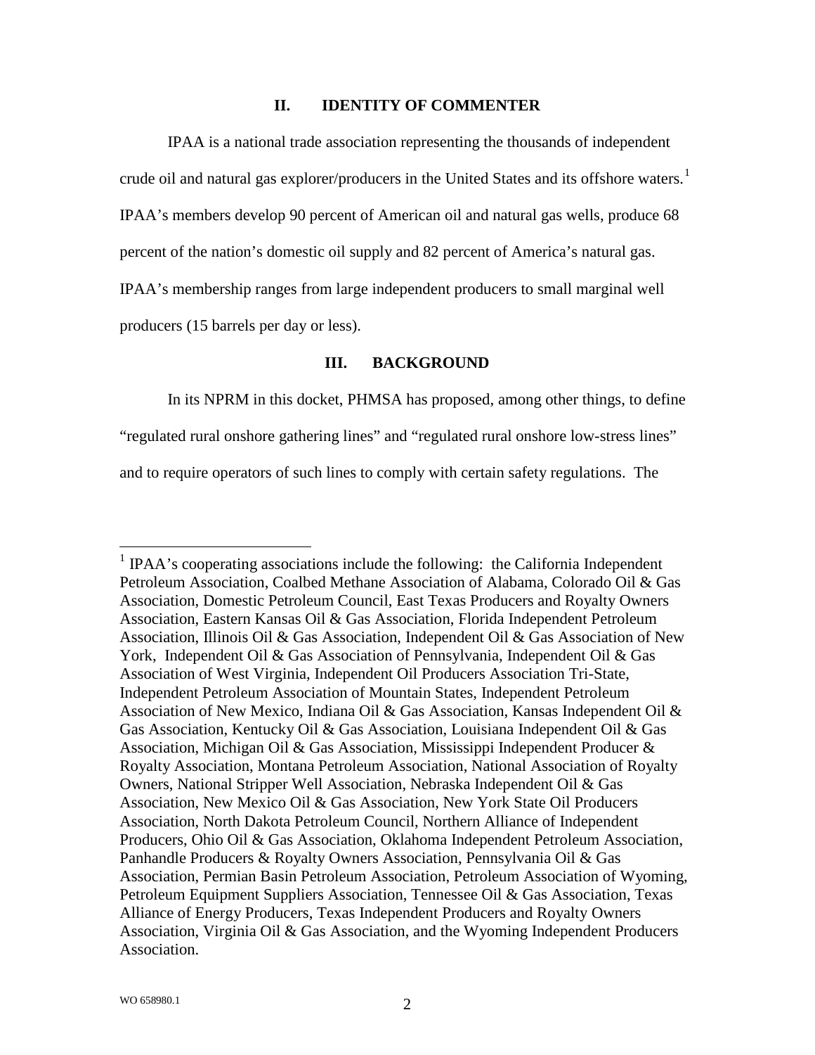## II. IDENTITY OF COMMENTER

IPAA is a national trade association representing the thousands of independent crude oil and natural gas explorer/producers in the United States and its offshore waters.[1] IPAA's members develop 90 percent of American oil and natural gas wells, produce 68 percent of the nation's domestic oil supply and 82 percent of America's natural gas. IPAA's membership ranges from large independent producers to small marginal well producers (15 barrels per day or less).

## III. BACKGROUND

In its NPRM in this docket, PHMSA has proposed, among other things, to define "regulated rural onshore gathering lines" and "regulated rural onshore low-stress lines" and to require operators of such lines to comply with certain safety regulations. The

[1] IPAA's cooperating associations include the following: the California Independent Petroleum Association, Coalbed Methane Association of Alabama, Colorado Oil & Gas Association, Domestic Petroleum Council, East Texas Producers and Royalty Owners Association, Eastern Kansas Oil & Gas Association, Florida Independent Petroleum Association, Illinois Oil & Gas Association, Independent Oil & Gas Association of New York, Independent Oil & Gas Association of Pennsylvania, Independent Oil & Gas Association of West Virginia, Independent Oil Producers Association Tri-State, Independent Petroleum Association of Mountain States, Independent Petroleum Association of New Mexico, Indiana Oil & Gas Association, Kansas Independent Oil & Gas Association, Kentucky Oil & Gas Association, Louisiana Independent Oil & Gas Association, Michigan Oil & Gas Association, Mississippi Independent Producer & Royalty Association, Montana Petroleum Association, National Association of Royalty Owners, National Stripper Well Association, Nebraska Independent Oil & Gas Association, New Mexico Oil & Gas Association, New York State Oil Producers Association, North Dakota Petroleum Council, Northern Alliance of Independent Producers, Ohio Oil & Gas Association, Oklahoma Independent Petroleum Association, Panhandle Producers & Royalty Owners Association, Pennsylvania Oil & Gas Association, Permian Basin Petroleum Association, Petroleum Association of Wyoming, Petroleum Equipment Suppliers Association, Tennessee Oil & Gas Association, Texas Alliance of Energy Producers, Texas Independent Producers and Royalty Owners Association, Virginia Oil & Gas Association, and the Wyoming Independent Producers Association.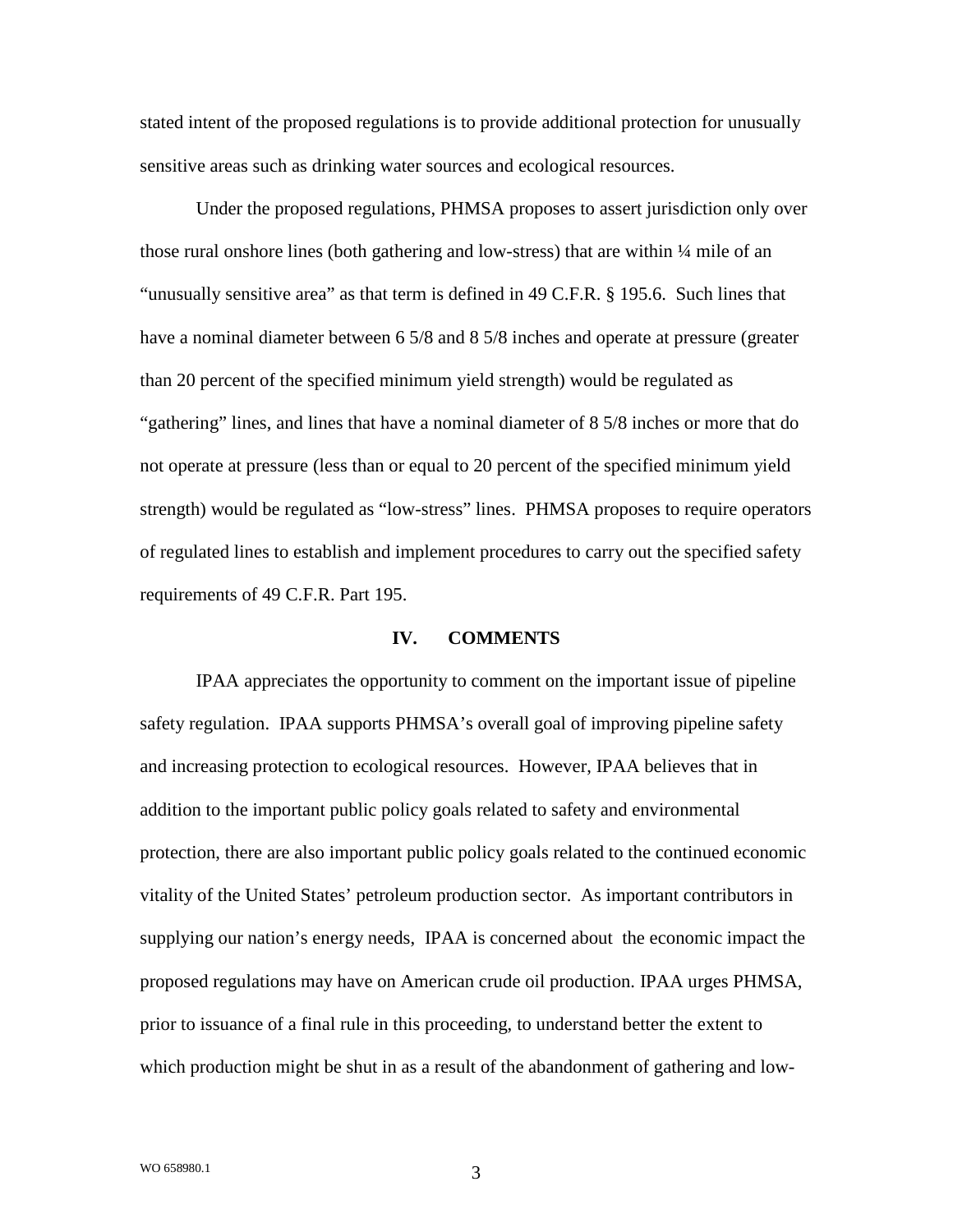stated intent of the proposed regulations is to provide additional protection for unusually sensitive areas such as drinking water sources and ecological resources.

Under the proposed regulations, PHMSA proposes to assert jurisdiction only over those rural onshore lines (both gathering and low-stress) that are within ¼ mile of an "unusually sensitive area" as that term is defined in 49 C.F.R. § 195.6. Such lines that have a nominal diameter between 6 5/8 and 8 5/8 inches and operate at pressure (greater than 20 percent of the specified minimum yield strength) would be regulated as "gathering" lines, and lines that have a nominal diameter of 8 5/8 inches or more that do not operate at pressure (less than or equal to 20 percent of the specified minimum yield strength) would be regulated as "low-stress" lines. PHMSA proposes to require operators of regulated lines to establish and implement procedures to carry out the specified safety requirements of 49 C.F.R. Part 195.

## IV. COMMENTS

IPAA appreciates the opportunity to comment on the important issue of pipeline safety regulation. IPAA supports PHMSA's overall goal of improving pipeline safety and increasing protection to ecological resources. However, IPAA believes that in addition to the important public policy goals related to safety and environmental protection, there are also important public policy goals related to the continued economic vitality of the United States' petroleum production sector. As important contributors in supplying our nation's energy needs, IPAA is concerned about the economic impact the proposed regulations may have on American crude oil production. IPAA urges PHMSA, prior to issuance of a final rule in this proceeding, to understand better the extent to which production might be shut in as a result of the abandonment of gathering and low-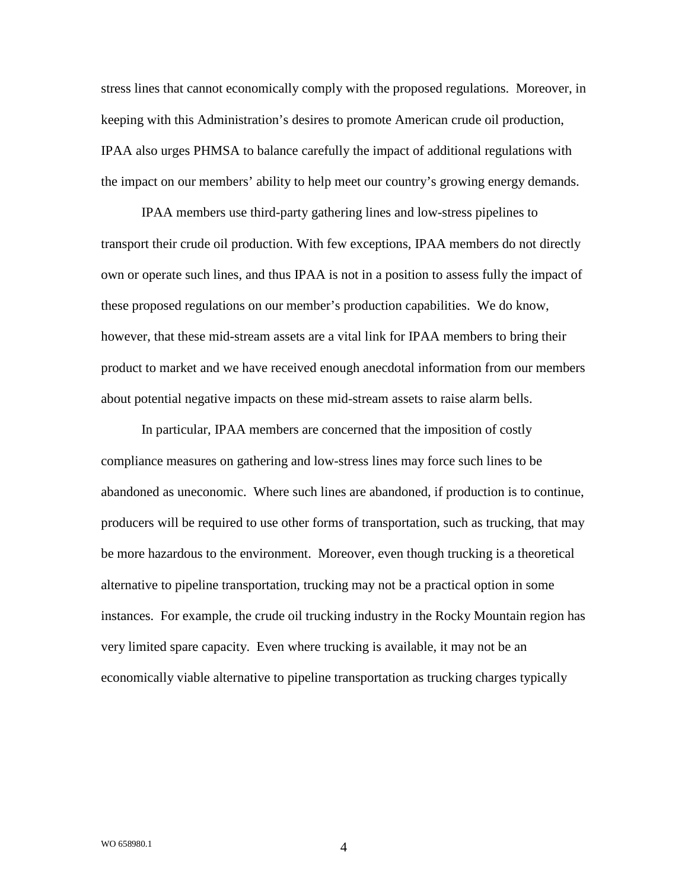stress lines that cannot economically comply with the proposed regulations. Moreover, in keeping with this Administration's desires to promote American crude oil production, IPAA also urges PHMSA to balance carefully the impact of additional regulations with the impact on our members' ability to help meet our country's growing energy demands.

IPAA members use third-party gathering lines and low-stress pipelines to transport their crude oil production. With few exceptions, IPAA members do not directly own or operate such lines, and thus IPAA is not in a position to assess fully the impact of these proposed regulations on our member's production capabilities. We do know, however, that these mid-stream assets are a vital link for IPAA members to bring their product to market and we have received enough anecdotal information from our members about potential negative impacts on these mid-stream assets to raise alarm bells.

In particular, IPAA members are concerned that the imposition of costly compliance measures on gathering and low-stress lines may force such lines to be abandoned as uneconomic. Where such lines are abandoned, if production is to continue, producers will be required to use other forms of transportation, such as trucking, that may be more hazardous to the environment. Moreover, even though trucking is a theoretical alternative to pipeline transportation, trucking may not be a practical option in some instances. For example, the crude oil trucking industry in the Rocky Mountain region has very limited spare capacity. Even where trucking is available, it may not be an economically viable alternative to pipeline transportation as trucking charges typically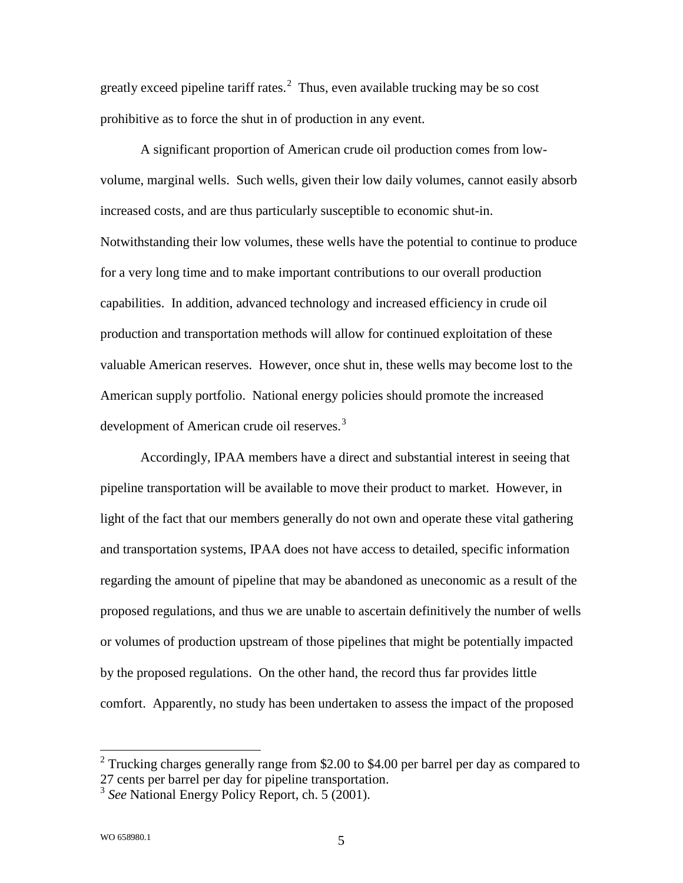greatly exceed pipeline tariff rates.[2] Thus, even available trucking may be so cost prohibitive as to force the shut in of production in any event.

A significant proportion of American crude oil production comes from low-volume, marginal wells. Such wells, given their low daily volumes, cannot easily absorb increased costs, and are thus particularly susceptible to economic shut-in. Notwithstanding their low volumes, these wells have the potential to continue to produce for a very long time and to make important contributions to our overall production capabilities. In addition, advanced technology and increased efficiency in crude oil production and transportation methods will allow for continued exploitation of these valuable American reserves. However, once shut in, these wells may become lost to the American supply portfolio. National energy policies should promote the increased development of American crude oil reserves.[3]

Accordingly, IPAA members have a direct and substantial interest in seeing that pipeline transportation will be available to move their product to market. However, in light of the fact that our members generally do not own and operate these vital gathering and transportation systems, IPAA does not have access to detailed, specific information regarding the amount of pipeline that may be abandoned as uneconomic as a result of the proposed regulations, and thus we are unable to ascertain definitively the number of wells or volumes of production upstream of those pipelines that might be potentially impacted by the proposed regulations. On the other hand, the record thus far provides little comfort. Apparently, no study has been undertaken to assess the impact of the proposed

---

[2] Trucking charges generally range from \$2.00 to \$4.00 per barrel per day as compared to 27 cents per barrel per day for pipeline transportation.

[3] *See* National Energy Policy Report, ch. 5 (2001).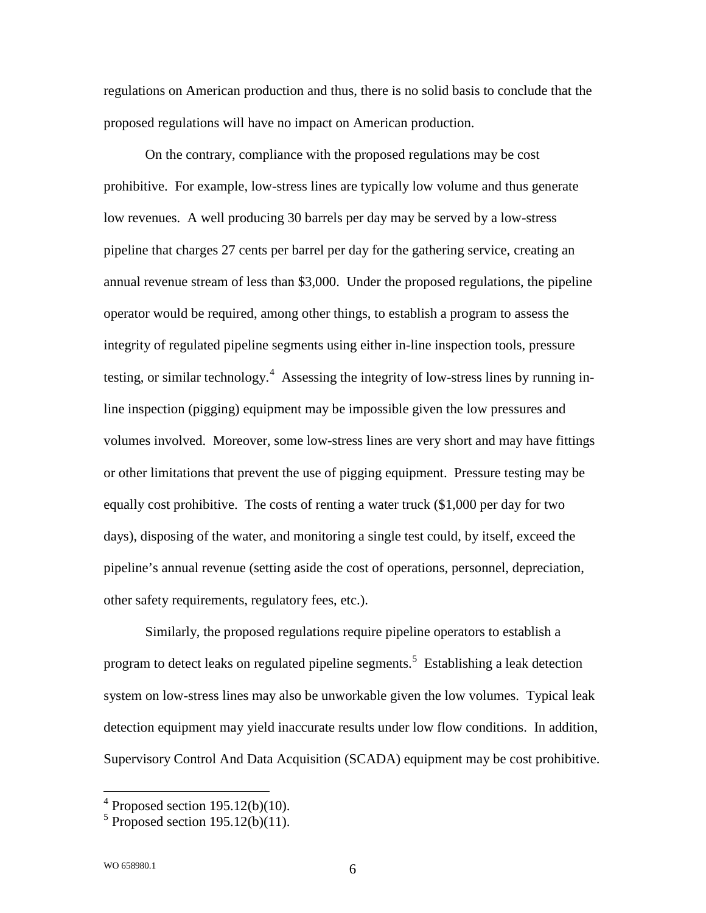regulations on American production and thus, there is no solid basis to conclude that the proposed regulations will have no impact on American production.

On the contrary, compliance with the proposed regulations may be cost prohibitive. For example, low-stress lines are typically low volume and thus generate low revenues. A well producing 30 barrels per day may be served by a low-stress pipeline that charges 27 cents per barrel per day for the gathering service, creating an annual revenue stream of less than $3,000. Under the proposed regulations, the pipeline operator would be required, among other things, to establish a program to assess the integrity of regulated pipeline segments using either in-line inspection tools, pressure testing, or similar technology.[4] Assessing the integrity of low-stress lines by running in-line inspection (pigging) equipment may be impossible given the low pressures and volumes involved. Moreover, some low-stress lines are very short and may have fittings or other limitations that prevent the use of pigging equipment. Pressure testing may be equally cost prohibitive. The costs of renting a water truck ($1,000 per day for two days), disposing of the water, and monitoring a single test could, by itself, exceed the pipeline's annual revenue (setting aside the cost of operations, personnel, depreciation, other safety requirements, regulatory fees, etc.).

Similarly, the proposed regulations require pipeline operators to establish a program to detect leaks on regulated pipeline segments.[5] Establishing a leak detection system on low-stress lines may also be unworkable given the low volumes. Typical leak detection equipment may yield inaccurate results under low flow conditions. In addition, Supervisory Control And Data Acquisition (SCADA) equipment may be cost prohibitive.

---

[4] Proposed section 195.12(b)(10).

[5] Proposed section 195.12(b)(11).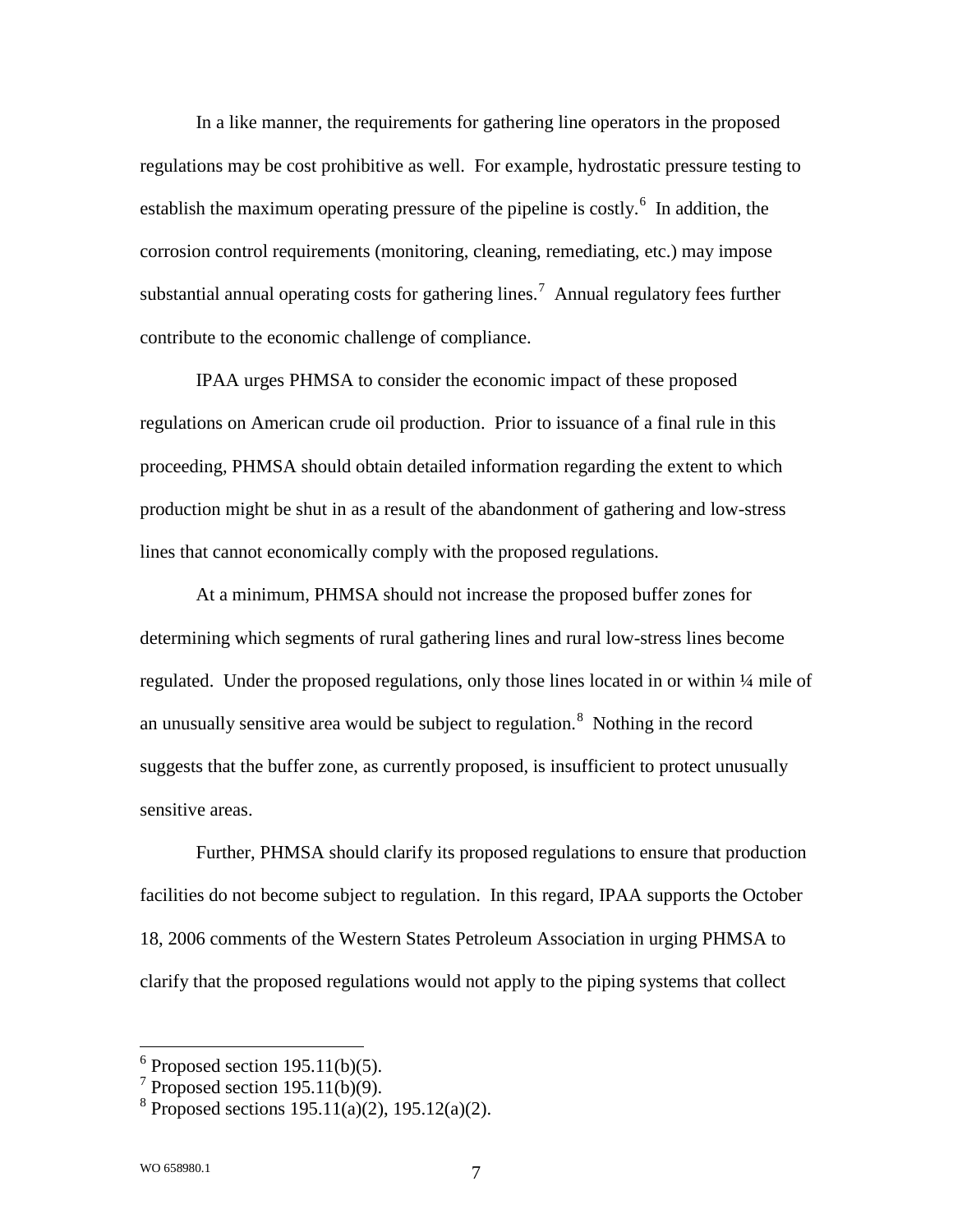In a like manner, the requirements for gathering line operators in the proposed regulations may be cost prohibitive as well. For example, hydrostatic pressure testing to establish the maximum operating pressure of the pipeline is costly.[6] In addition, the corrosion control requirements (monitoring, cleaning, remediating, etc.) may impose substantial annual operating costs for gathering lines.[7] Annual regulatory fees further contribute to the economic challenge of compliance.

IPAA urges PHMSA to consider the economic impact of these proposed regulations on American crude oil production. Prior to issuance of a final rule in this proceeding, PHMSA should obtain detailed information regarding the extent to which production might be shut in as a result of the abandonment of gathering and low-stress lines that cannot economically comply with the proposed regulations.

At a minimum, PHMSA should not increase the proposed buffer zones for determining which segments of rural gathering lines and rural low-stress lines become regulated. Under the proposed regulations, only those lines located in or within ¼ mile of an unusually sensitive area would be subject to regulation.[8] Nothing in the record suggests that the buffer zone, as currently proposed, is insufficient to protect unusually sensitive areas.

Further, PHMSA should clarify its proposed regulations to ensure that production facilities do not become subject to regulation. In this regard, IPAA supports the October 18, 2006 comments of the Western States Petroleum Association in urging PHMSA to clarify that the proposed regulations would not apply to the piping systems that collect

---

[6] Proposed section 195.11(b)(5).

[7] Proposed section 195.11(b)(9).

[8] Proposed sections 195.11(a)(2), 195.12(a)(2).

WO 658980.1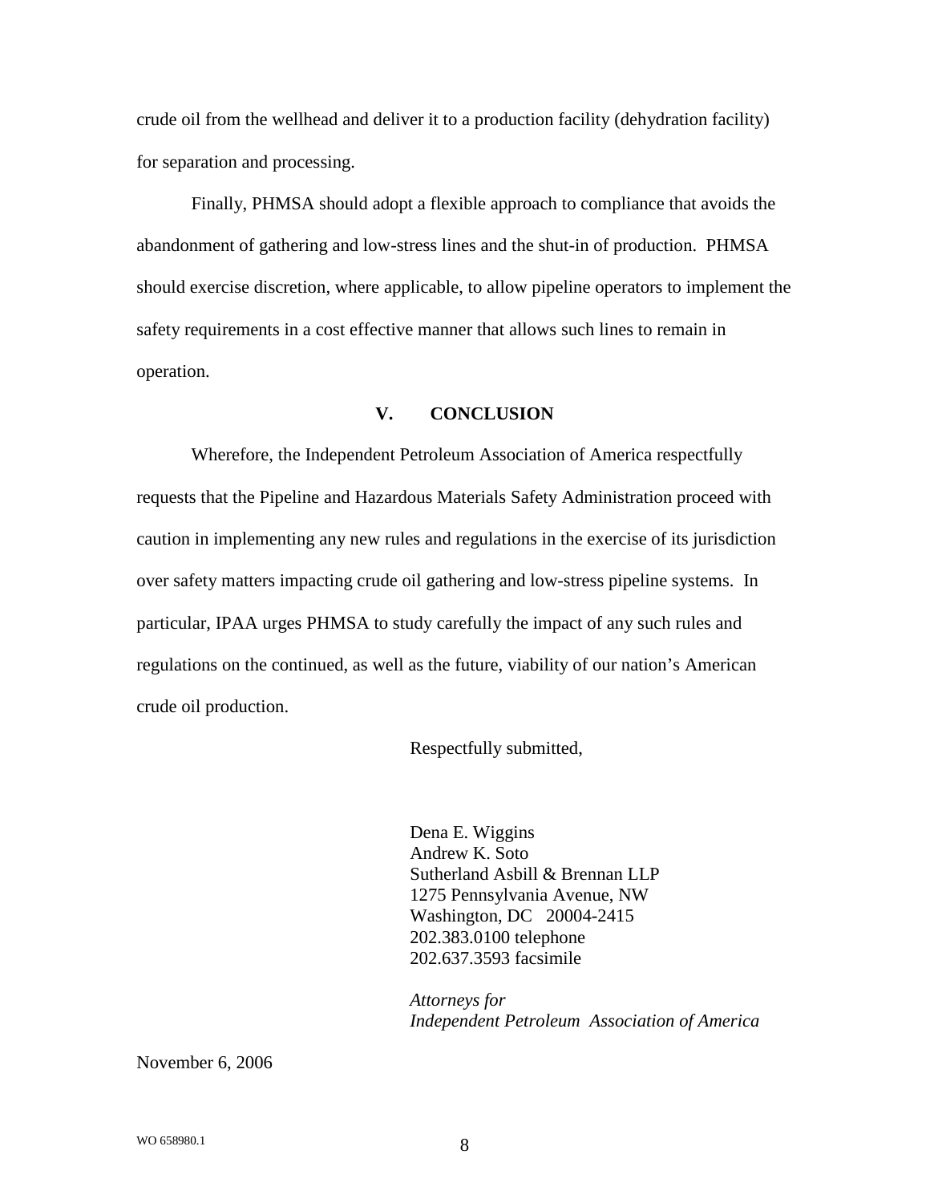crude oil from the wellhead and deliver it to a production facility (dehydration facility) for separation and processing.

Finally, PHMSA should adopt a flexible approach to compliance that avoids the abandonment of gathering and low-stress lines and the shut-in of production. PHMSA should exercise discretion, where applicable, to allow pipeline operators to implement the safety requirements in a cost effective manner that allows such lines to remain in operation.

## V. CONCLUSION

Wherefore, the Independent Petroleum Association of America respectfully requests that the Pipeline and Hazardous Materials Safety Administration proceed with caution in implementing any new rules and regulations in the exercise of its jurisdiction over safety matters impacting crude oil gathering and low-stress pipeline systems. In particular, IPAA urges PHMSA to study carefully the impact of any such rules and regulations on the continued, as well as the future, viability of our nation's American crude oil production.

Respectfully submitted,

Dena E. Wiggins
Andrew K. Soto
Sutherland Asbill & Brennan LLP
1275 Pennsylvania Avenue, NW
Washington, DC 20004-2415
202.383.0100 telephone
202.637.3593 facsimile

*Attorneys for*
*Independent Petroleum Association of America*

November 6, 2006

WO 658980.1